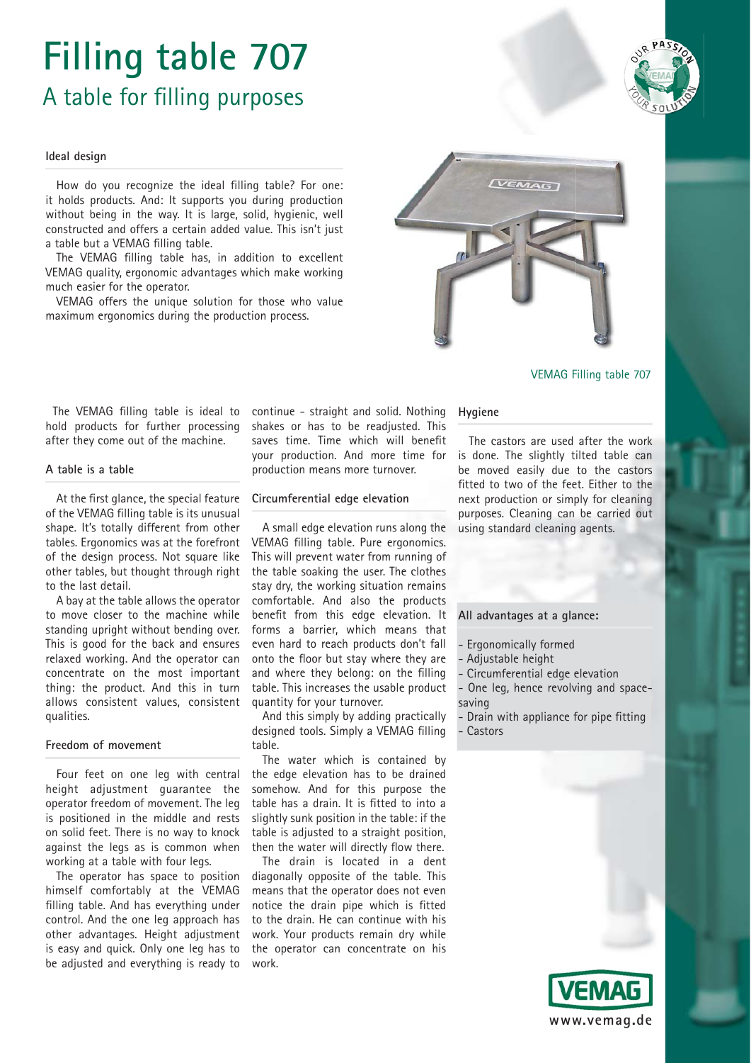# Filling table 707

## A table for filling purposes

### Ideal design

How do you recognize the ideal filling table? For one: it holds products. And: It supports you during production without being in the way. It is large, solid, hygienic, well constructed and offers a certain added value. This isn't just a table but a VEMAG filling table.

The VEMAG filling table has, in addition to excellent VEMAG quality, ergonomic advantages which make working much easier for the operator.

VEMAG offers the unique solution for those who value maximum ergonomics during the production process.

VEMAG Filling table 707

The VEMAG filling table is ideal to hold products for further processing after they come out of the machine.

### A table is a table

At the first glance, the special feature of the VEMAG filling table is its unusual shape. It's totally different from other tables. Ergonomics was at the forefront of the design process. Not square like other tables, but thought through right to the last detail.

A bay at the table allows the operator to move closer to the machine while standing upright without bending over. This is good for the back and ensures relaxed working. And the operator can concentrate on the most important thing: the product. And this in turn allows consistent values, consistent qualities.

### Freedom of movement

Four feet on one leg with central height adjustment guarantee the operator freedom of movement. The leg is positioned in the middle and rests on solid feet. There is no way to knock against the legs as is common when working at a table with four legs.

The operator has space to position himself comfortably at the VEMAG filling table. And has everything under control. And the one leg approach has other advantages. Height adjustment is easy and quick. Only one leg has to be adjusted and everything is ready to continue - straight and solid. Nothing shakes or has to be readjusted. This saves time. Time which will benefit your production. And more time for production means more turnover.

### Circumferential edge elevation

A small edge elevation runs along the VEMAG filling table. Pure ergonomics. This will prevent water from running of the table soaking the user. The clothes stay dry, the working situation remains comfortable. And also the products benefit from this edge elevation. It forms a barrier, which means that even hard to reach products don't fall onto the floor but stay where they are and where they belong: on the filling table. This increases the usable product quantity for your turnover.

And this simply by adding practically designed tools. Simply a VEMAG filling table.

The water which is contained by the edge elevation has to be drained somehow. And for this purpose the table has a drain. It is fitted to into a slightly sunk position in the table: if the table is adjusted to a straight position, then the water will directly flow there.

The drain is located in a dent diagonally opposite of the table. This means that the operator does not even notice the drain pipe which is fitted to the drain. He can continue with his work. Your products remain dry while the operator can concentrate on his work.

### Hygiene

The castors are used after the work is done. The slightly tilted table can be moved easily due to the castors fitted to two of the feet. Either to the next production or simply for cleaning purposes. Cleaning can be carried out using standard cleaning agents.

### All advantages at a glance:

- Ergonomically formed
- Adjustable height
- Circumferential edge elevation
- One leg, hence revolving and space-saving
- Drain with appliance for pipe fitting
- Castors

www.vemag.de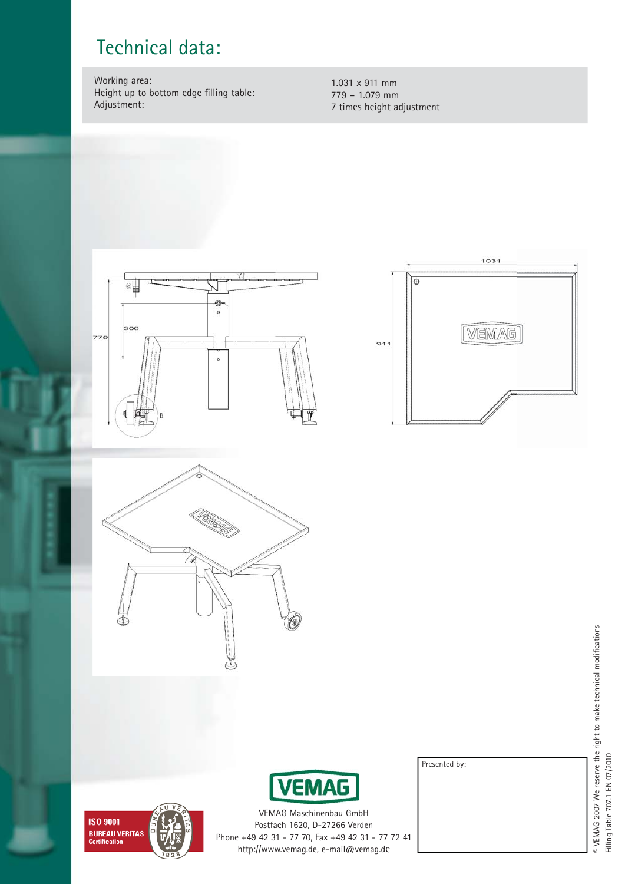# Technical data:

| | |
|---|---|
| Working area: | 1.031 x 911 mm |
| Height up to bottom edge filling table: | 779 – 1.079 mm |
| Adjustment: | 7 times height adjustment |

779

300

B

1031

911

VEMAG

VEMAG

ISO 9001
BUREAU VERITAS
Certification

VEMAG

VEMAG Maschinenbau GmbH
Postfach 1620, D-27266 Verden
Phone +49 42 31 - 77 70, Fax +49 42 31 - 77 72 41
http://www.vemag.de, e-mail@vemag.de

Presented by:

© VEMAG 2007 We reserve the right to make technical modifications
Filling Table 707.1 EN 07/2010